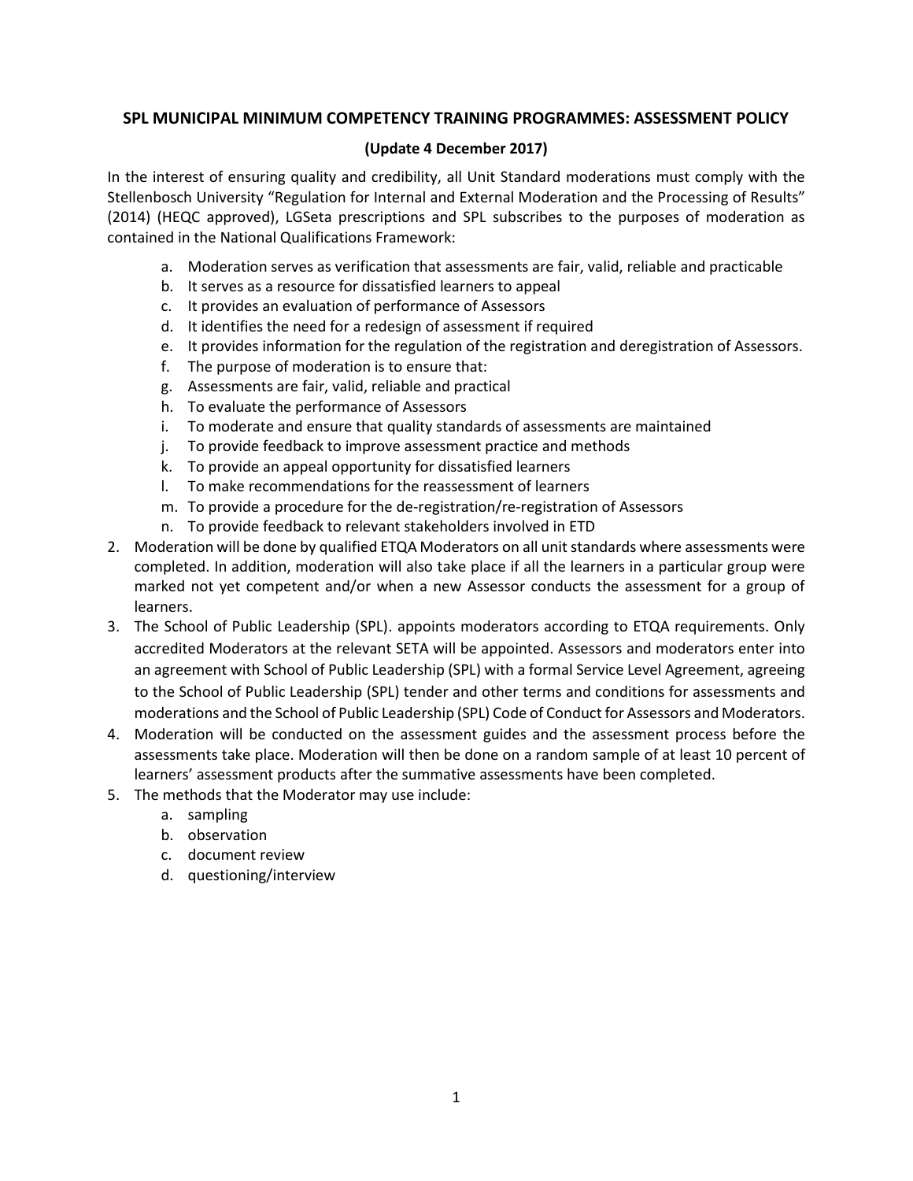**SPL MUNICIPAL MINIMUM COMPETENCY TRAINING PROGRAMMES: ASSESSMENT POLICY**

**(Update 4 December 2017)**

In the interest of ensuring quality and credibility, all Unit Standard moderations must comply with the Stellenbosch University "Regulation for Internal and External Moderation and the Processing of Results" (2014) (HEQC approved), LGSeta prescriptions and SPL subscribes to the purposes of moderation as contained in the National Qualifications Framework:

a. Moderation serves as verification that assessments are fair, valid, reliable and practicable
b. It serves as a resource for dissatisfied learners to appeal
c. It provides an evaluation of performance of Assessors
d. It identifies the need for a redesign of assessment if required
e. It provides information for the regulation of the registration and deregistration of Assessors.
f. The purpose of moderation is to ensure that:
g. Assessments are fair, valid, reliable and practical
h. To evaluate the performance of Assessors
i. To moderate and ensure that quality standards of assessments are maintained
j. To provide feedback to improve assessment practice and methods
k. To provide an appeal opportunity for dissatisfied learners
l. To make recommendations for the reassessment of learners
m. To provide a procedure for the de-registration/re-registration of Assessors
n. To provide feedback to relevant stakeholders involved in ETD

2. Moderation will be done by qualified ETQA Moderators on all unit standards where assessments were completed. In addition, moderation will also take place if all the learners in a particular group were marked not yet competent and/or when a new Assessor conducts the assessment for a group of learners.
3. The School of Public Leadership (SPL). appoints moderators according to ETQA requirements. Only accredited Moderators at the relevant SETA will be appointed. Assessors and moderators enter into an agreement with School of Public Leadership (SPL) with a formal Service Level Agreement, agreeing to the School of Public Leadership (SPL) tender and other terms and conditions for assessments and moderations and the School of Public Leadership (SPL) Code of Conduct for Assessors and Moderators.
4. Moderation will be conducted on the assessment guides and the assessment process before the assessments take place. Moderation will then be done on a random sample of at least 10 percent of learners' assessment products after the summative assessments have been completed.
5. The methods that the Moderator may use include:
   a. sampling
   b. observation
   c. document review
   d. questioning/interview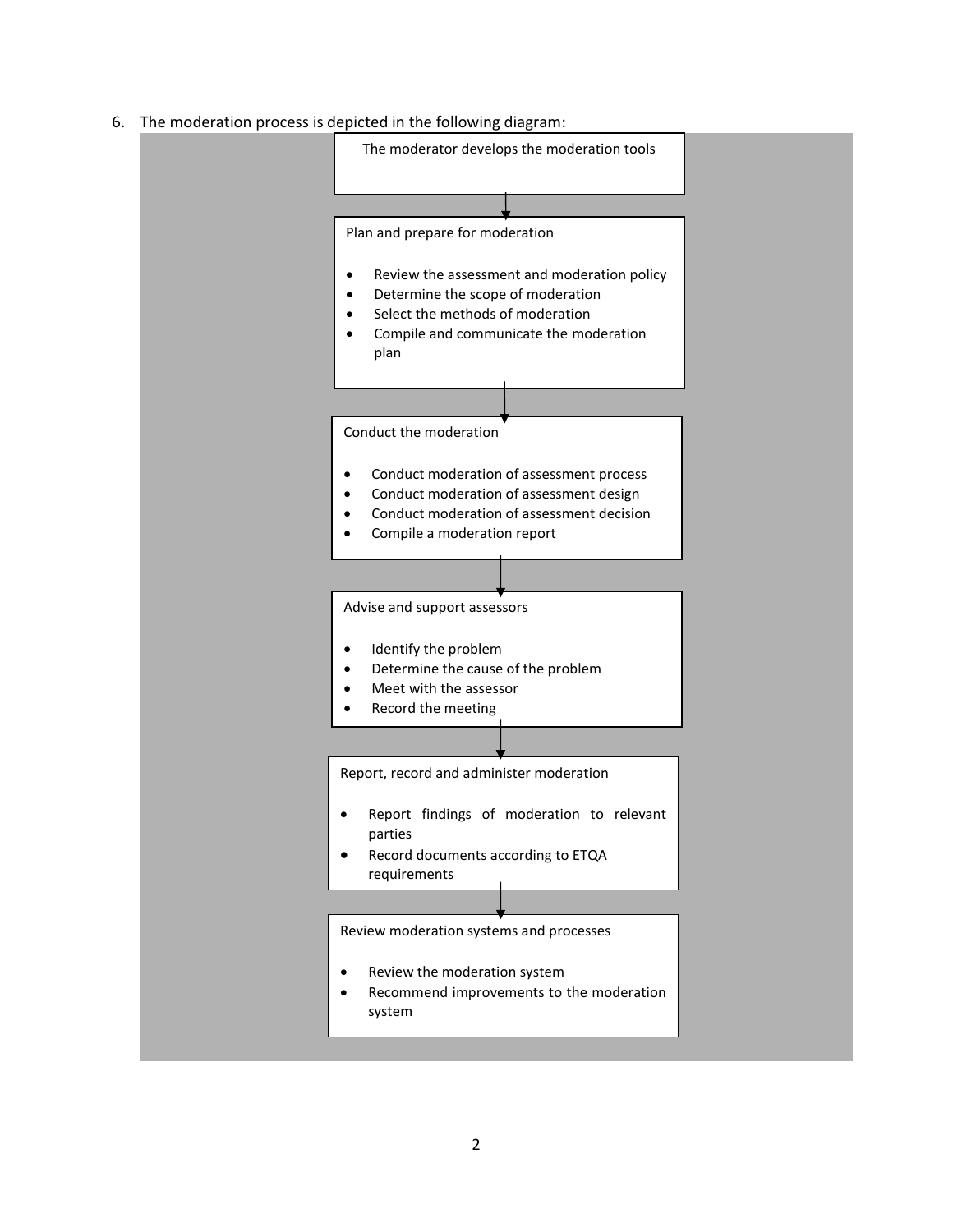6. The moderation process is depicted in the following diagram:

The moderator develops the moderation tools

↓

Plan and prepare for moderation

- Review the assessment and moderation policy
- Determine the scope of moderation
- Select the methods of moderation
- Compile and communicate the moderation plan

↓

Conduct the moderation

- Conduct moderation of assessment process
- Conduct moderation of assessment design
- Conduct moderation of assessment decision
- Compile a moderation report

↓

Advise and support assessors

- Identify the problem
- Determine the cause of the problem
- Meet with the assessor
- Record the meeting

↓

Report, record and administer moderation

- Report findings of moderation to relevant parties
- Record documents according to ETQA requirements

↓

Review moderation systems and processes

- Review the moderation system
- Recommend improvements to the moderation system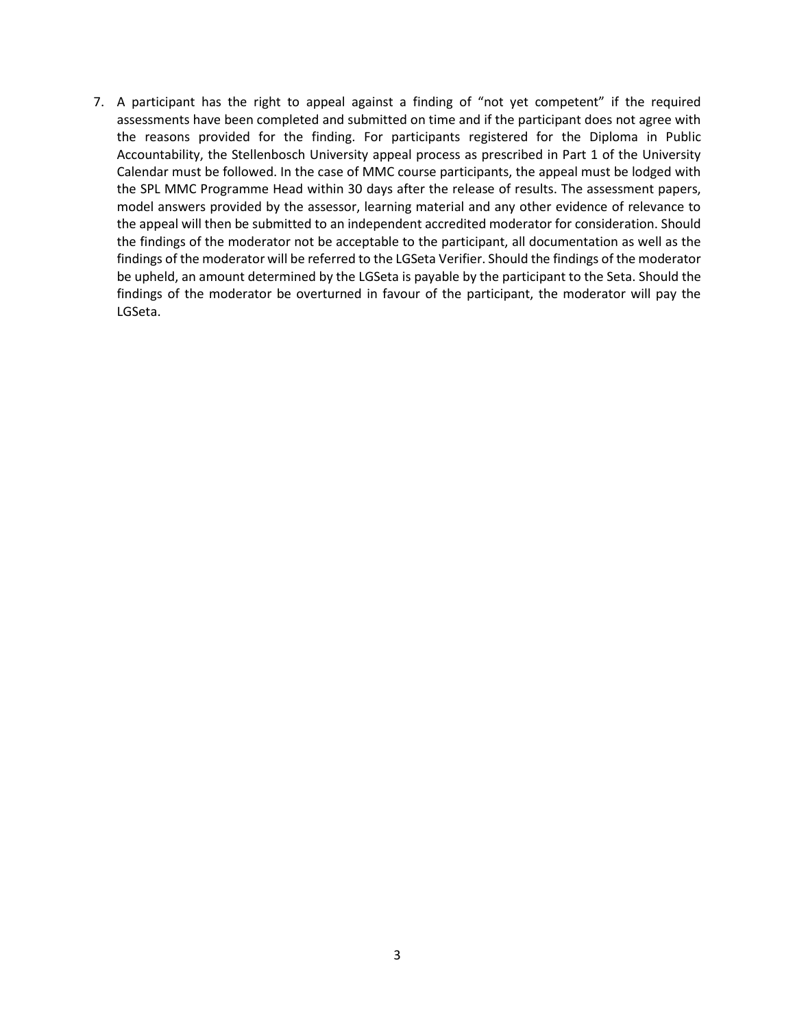7. A participant has the right to appeal against a finding of "not yet competent" if the required assessments have been completed and submitted on time and if the participant does not agree with the reasons provided for the finding. For participants registered for the Diploma in Public Accountability, the Stellenbosch University appeal process as prescribed in Part 1 of the University Calendar must be followed. In the case of MMC course participants, the appeal must be lodged with the SPL MMC Programme Head within 30 days after the release of results. The assessment papers, model answers provided by the assessor, learning material and any other evidence of relevance to the appeal will then be submitted to an independent accredited moderator for consideration. Should the findings of the moderator not be acceptable to the participant, all documentation as well as the findings of the moderator will be referred to the LGSeta Verifier. Should the findings of the moderator be upheld, an amount determined by the LGSeta is payable by the participant to the Seta. Should the findings of the moderator be overturned in favour of the participant, the moderator will pay the LGSeta.